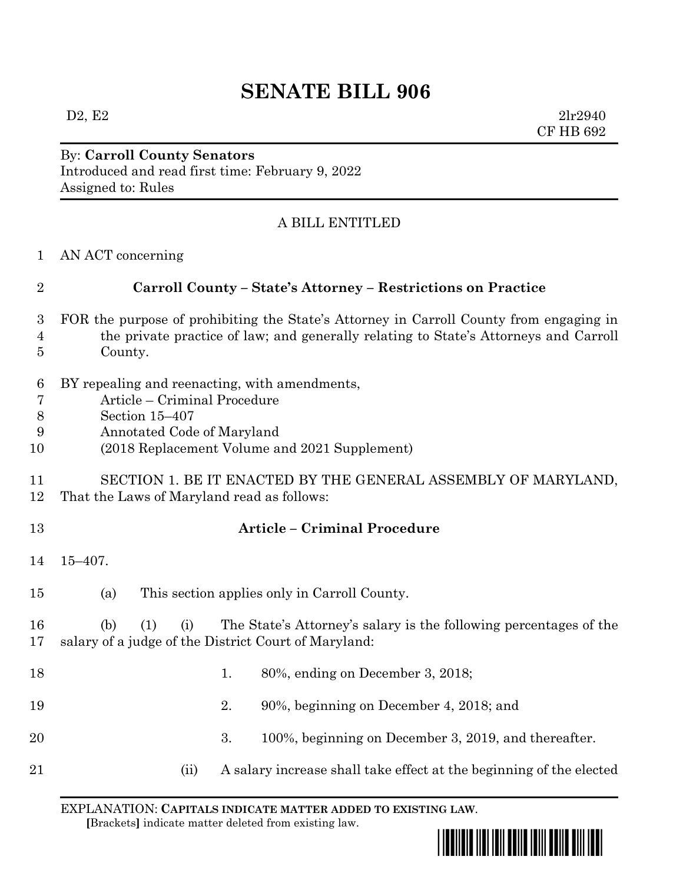# SENATE BILL 906

D2, E2 2lr2940
CF HB 692

By: **Carroll County Senators**
Introduced and read first time: February 9, 2022
Assigned to: Rules

A BILL ENTITLED

AN ACT concerning

**Carroll County – State's Attorney – Restrictions on Practice**

FOR the purpose of prohibiting the State's Attorney in Carroll County from engaging in the private practice of law; and generally relating to State's Attorneys and Carroll County.

BY repealing and reenacting, with amendments,
Article – Criminal Procedure
Section 15–407
Annotated Code of Maryland
(2018 Replacement Volume and 2021 Supplement)

SECTION 1. BE IT ENACTED BY THE GENERAL ASSEMBLY OF MARYLAND, That the Laws of Maryland read as follows:

**Article – Criminal Procedure**

15–407.

(a) This section applies only in Carroll County.

(b) (1) (i) The State's Attorney's salary is the following percentages of the salary of a judge of the District Court of Maryland:

1. 80%, ending on December 3, 2018;

2. 90%, beginning on December 4, 2018; and

3. 100%, beginning on December 3, 2019, and thereafter.

(ii) A salary increase shall take effect at the beginning of the elected

EXPLANATION: **CAPITALS INDICATE MATTER ADDED TO EXISTING LAW.**
**[**Brackets**]** indicate matter deleted from existing law.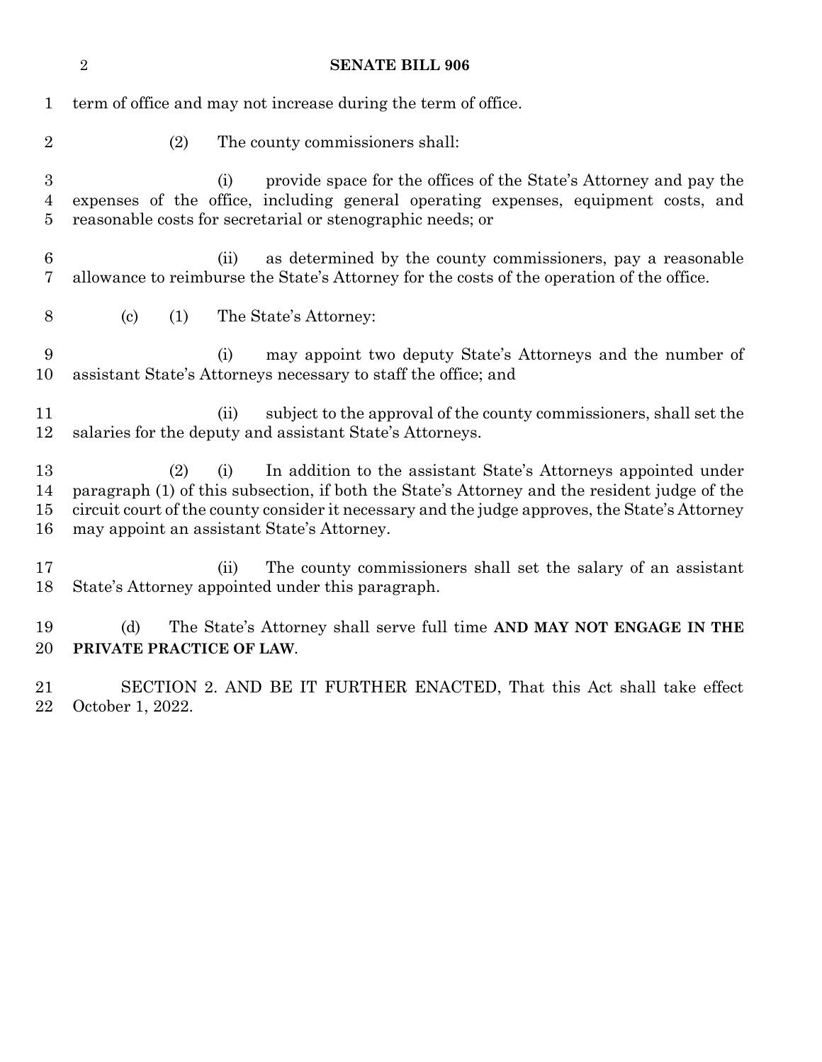term of office and may not increase during the term of office.

(2) The county commissioners shall:

(i) provide space for the offices of the State's Attorney and pay the expenses of the office, including general operating expenses, equipment costs, and reasonable costs for secretarial or stenographic needs; or

(ii) as determined by the county commissioners, pay a reasonable allowance to reimburse the State's Attorney for the costs of the operation of the office.

(c) (1) The State's Attorney:

(i) may appoint two deputy State's Attorneys and the number of assistant State's Attorneys necessary to staff the office; and

(ii) subject to the approval of the county commissioners, shall set the salaries for the deputy and assistant State's Attorneys.

(2) (i) In addition to the assistant State's Attorneys appointed under paragraph (1) of this subsection, if both the State's Attorney and the resident judge of the circuit court of the county consider it necessary and the judge approves, the State's Attorney may appoint an assistant State's Attorney.

(ii) The county commissioners shall set the salary of an assistant State's Attorney appointed under this paragraph.

(d) The State's Attorney shall serve full time **AND MAY NOT ENGAGE IN THE PRIVATE PRACTICE OF LAW**.

SECTION 2. AND BE IT FURTHER ENACTED, That this Act shall take effect October 1, 2022.